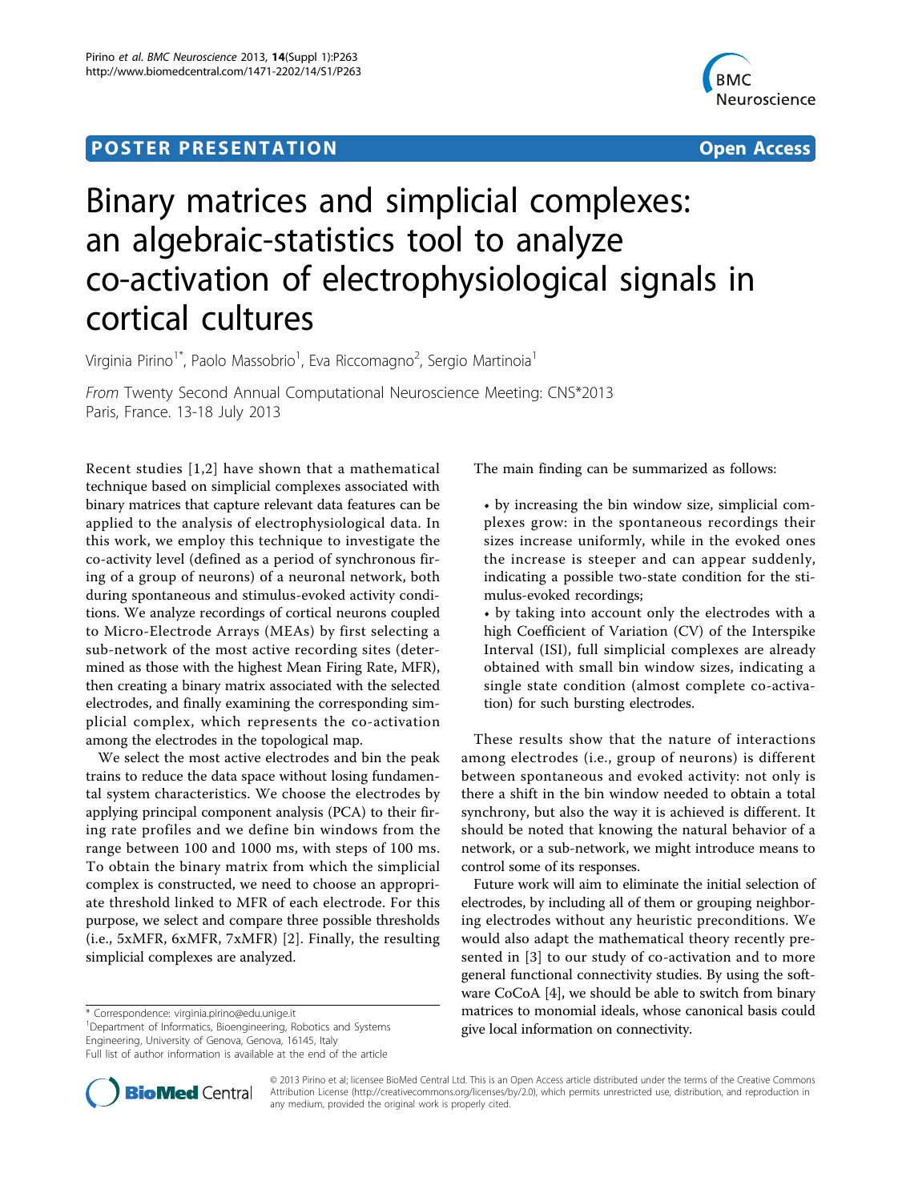POSTER PRESENTATION **Open Access**

# Binary matrices and simplicial complexes: an algebraic-statistics tool to analyze co-activation of electrophysiological signals in cortical cultures

Virginia Pirino[1*], Paolo Massobrio[1], Eva Riccomagno[2], Sergio Martinoia[1]

*From* Twenty Second Annual Computational Neuroscience Meeting: CNS*2013
Paris, France. 13-18 July 2013

Recent studies [1,2] have shown that a mathematical technique based on simplicial complexes associated with binary matrices that capture relevant data features can be applied to the analysis of electrophysiological data. In this work, we employ this technique to investigate the co-activity level (defined as a period of synchronous firing of a group of neurons) of a neuronal network, both during spontaneous and stimulus-evoked activity conditions. We analyze recordings of cortical neurons coupled to Micro-Electrode Arrays (MEAs) by first selecting a sub-network of the most active recording sites (determined as those with the highest Mean Firing Rate, MFR), then creating a binary matrix associated with the selected electrodes, and finally examining the corresponding simplicial complex, which represents the co-activation among the electrodes in the topological map.

We select the most active electrodes and bin the peak trains to reduce the data space without losing fundamental system characteristics. We choose the electrodes by applying principal component analysis (PCA) to their firing rate profiles and we define bin windows from the range between 100 and 1000 ms, with steps of 100 ms. To obtain the binary matrix from which the simplicial complex is constructed, we need to choose an appropriate threshold linked to MFR of each electrode. For this purpose, we select and compare three possible thresholds (i.e., 5xMFR, 6xMFR, 7xMFR) [2]. Finally, the resulting simplicial complexes are analyzed.

The main finding can be summarized as follows:

- by increasing the bin window size, simplicial complexes grow: in the spontaneous recordings their sizes increase uniformly, while in the evoked ones the increase is steeper and can appear suddenly, indicating a possible two-state condition for the stimulus-evoked recordings;
- by taking into account only the electrodes with a high Coefficient of Variation (CV) of the Interspike Interval (ISI), full simplicial complexes are already obtained with small bin window sizes, indicating a single state condition (almost complete co-activation) for such bursting electrodes.

These results show that the nature of interactions among electrodes (i.e., group of neurons) is different between spontaneous and evoked activity: not only is there a shift in the bin window needed to obtain a total synchrony, but also the way it is achieved is different. It should be noted that knowing the natural behavior of a network, or a sub-network, we might introduce means to control some of its responses.

Future work will aim to eliminate the initial selection of electrodes, by including all of them or grouping neighboring electrodes without any heuristic preconditions. We would also adapt the mathematical theory recently presented in [3] to our study of co-activation and to more general functional connectivity studies. By using the software CoCoA [4], we should be able to switch from binary matrices to monomial ideals, whose canonical basis could give local information on connectivity.

\* Correspondence: virginia.pirino@edu.unige.it
[1]Department of Informatics, Bioengineering, Robotics and Systems Engineering, University of Genova, Genova, 16145, Italy
Full list of author information is available at the end of the article

© 2013 Pirino et al; licensee BioMed Central Ltd. This is an Open Access article distributed under the terms of the Creative Commons Attribution License (http://creativecommons.org/licenses/by/2.0), which permits unrestricted use, distribution, and reproduction in any medium, provided the original work is properly cited.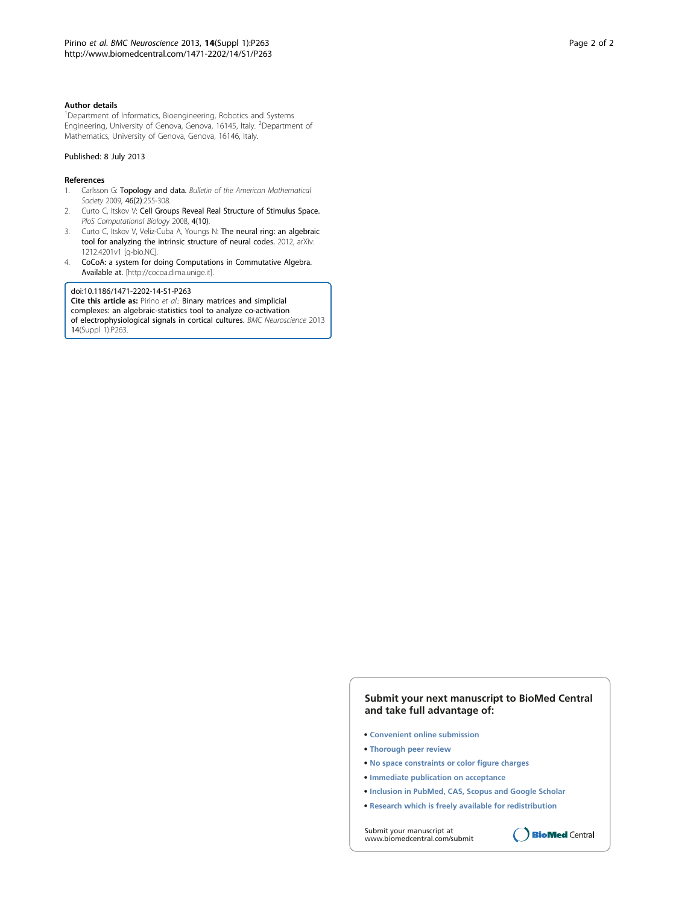### Author details

[1]Department of Informatics, Bioengineering, Robotics and Systems Engineering, University of Genova, Genova, 16145, Italy. [2]Department of Mathematics, University of Genova, Genova, 16146, Italy.

Published: 8 July 2013

### References

1. Carlsson G: **Topology and data.** *Bulletin of the American Mathematical Society* 2009, **46(2)**:255-308.
2. Curto C, Itskov V: **Cell Groups Reveal Real Structure of Stimulus Space.** *PloS Computational Biology* 2008, **4(10)**.
3. Curto C, Itskov V, Veliz-Cuba A, Youngs N: **The neural ring: an algebraic tool for analyzing the intrinsic structure of neural codes.** 2012, arXiv: 1212.4201v1 [q-bio.NC].
4. **CoCoA: a system for doing Computations in Commutative Algebra. Available at.** [http://cocoa.dima.unige.it].

doi:10.1186/1471-2202-14-S1-P263
**Cite this article as:** Pirino *et al.*: Binary matrices and simplicial complexes: an algebraic-statistics tool to analyze co-activation of electrophysiological signals in cortical cultures. *BMC Neuroscience* 2013 **14**(Suppl 1):P263.

**Submit your next manuscript to BioMed Central and take full advantage of:**

- Convenient online submission
- Thorough peer review
- No space constraints or color figure charges
- Immediate publication on acceptance
- Inclusion in PubMed, CAS, Scopus and Google Scholar
- Research which is freely available for redistribution

Submit your manuscript at www.biomedcentral.com/submit

BioMed Central